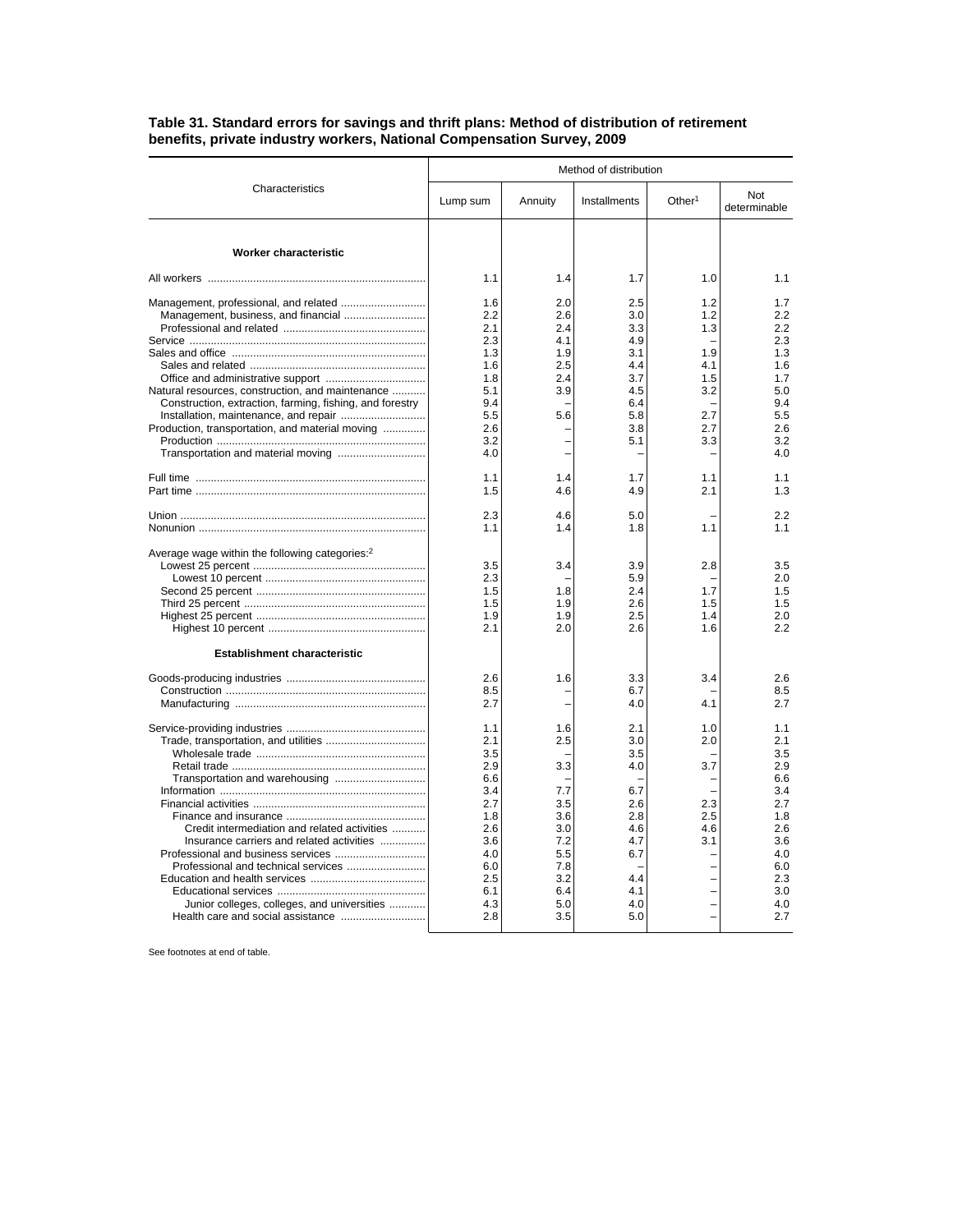**Table 31. Standard errors for savings and thrift plans: Method of distribution of retirement benefits, private industry workers, National Compensation Survey, 2009**

| Characteristics | Method of distribution | | | | |
|---|---|---|---|---|---|
| | Lump sum | Annuity | Installments | Other[1] | Not determinable |
| **Worker characteristic** | | | | | |
| All workers | 1.1 | 1.4 | 1.7 | 1.0 | 1.1 |
| Management, professional, and related | 1.6 | 2.0 | 2.5 | 1.2 | 1.7 |
| Management, business, and financial | 2.2 | 2.6 | 3.0 | 1.2 | 2.2 |
| Professional and related | 2.1 | 2.4 | 3.3 | 1.3 | 2.2 |
| Service | 2.3 | 4.1 | 4.9 | – | 2.3 |
| Sales and office | 1.3 | 1.9 | 3.1 | 1.9 | 1.3 |
| Sales and related | 1.6 | 2.5 | 4.4 | 4.1 | 1.6 |
| Office and administrative support | 1.8 | 2.4 | 3.7 | 1.5 | 1.7 |
| Natural resources, construction, and maintenance | 5.1 | 3.9 | 4.5 | 3.2 | 5.0 |
| Construction, extraction, farming, fishing, and forestry | 9.4 | – | 6.4 | – | 9.4 |
| Installation, maintenance, and repair | 5.5 | 5.6 | 5.8 | 2.7 | 5.5 |
| Production, transportation, and material moving | 2.6 | – | 3.8 | 2.7 | 2.6 |
| Production | 3.2 | – | 5.1 | 3.3 | 3.2 |
| Transportation and material moving | 4.0 | – | – | – | 4.0 |
| Full time | 1.1 | 1.4 | 1.7 | 1.1 | 1.1 |
| Part time | 1.5 | 4.6 | 4.9 | 2.1 | 1.3 |
| Union | 2.3 | 4.6 | 5.0 | – | 2.2 |
| Nonunion | 1.1 | 1.4 | 1.8 | 1.1 | 1.1 |
| Average wage within the following categories:[2] | | | | | |
| Lowest 25 percent | 3.5 | 3.4 | 3.9 | 2.8 | 3.5 |
| Lowest 10 percent | 2.3 | – | 5.9 | – | 2.0 |
| Second 25 percent | 1.5 | 1.8 | 2.4 | 1.7 | 1.5 |
| Third 25 percent | 1.5 | 1.9 | 2.6 | 1.5 | 1.5 |
| Highest 25 percent | 1.9 | 1.9 | 2.5 | 1.4 | 2.0 |
| Highest 10 percent | 2.1 | 2.0 | 2.6 | 1.6 | 2.2 |
| **Establishment characteristic** | | | | | |
| Goods-producing industries | 2.6 | 1.6 | 3.3 | 3.4 | 2.6 |
| Construction | 8.5 | – | 6.7 | – | 8.5 |
| Manufacturing | 2.7 | – | 4.0 | 4.1 | 2.7 |
| Service-providing industries | 1.1 | 1.6 | 2.1 | 1.0 | 1.1 |
| Trade, transportation, and utilities | 2.1 | 2.5 | 3.0 | 2.0 | 2.1 |
| Wholesale trade | 3.5 | – | 3.5 | – | 3.5 |
| Retail trade | 2.9 | 3.3 | 4.0 | 3.7 | 2.9 |
| Transportation and warehousing | 6.6 | – | – | – | 6.6 |
| Information | 3.4 | 7.7 | 6.7 | – | 3.4 |
| Financial activities | 2.7 | 3.5 | 2.6 | 2.3 | 2.7 |
| Finance and insurance | 1.8 | 3.6 | 2.8 | 2.5 | 1.8 |
| Credit intermediation and related activities | 2.6 | 3.0 | 4.6 | 4.6 | 2.6 |
| Insurance carriers and related activities | 3.6 | 7.2 | 4.7 | 3.1 | 3.6 |
| Professional and business services | 4.0 | 5.5 | 6.7 | – | 4.0 |
| Professional and technical services | 6.0 | 7.8 | – | – | 6.0 |
| Education and health services | 2.5 | 3.2 | 4.4 | – | 2.3 |
| Educational services | 6.1 | 6.4 | 4.1 | – | 3.0 |
| Junior colleges, colleges, and universities | 4.3 | 5.0 | 4.0 | – | 4.0 |
| Health care and social assistance | 2.8 | 3.5 | 5.0 | – | 2.7 |

See footnotes at end of table.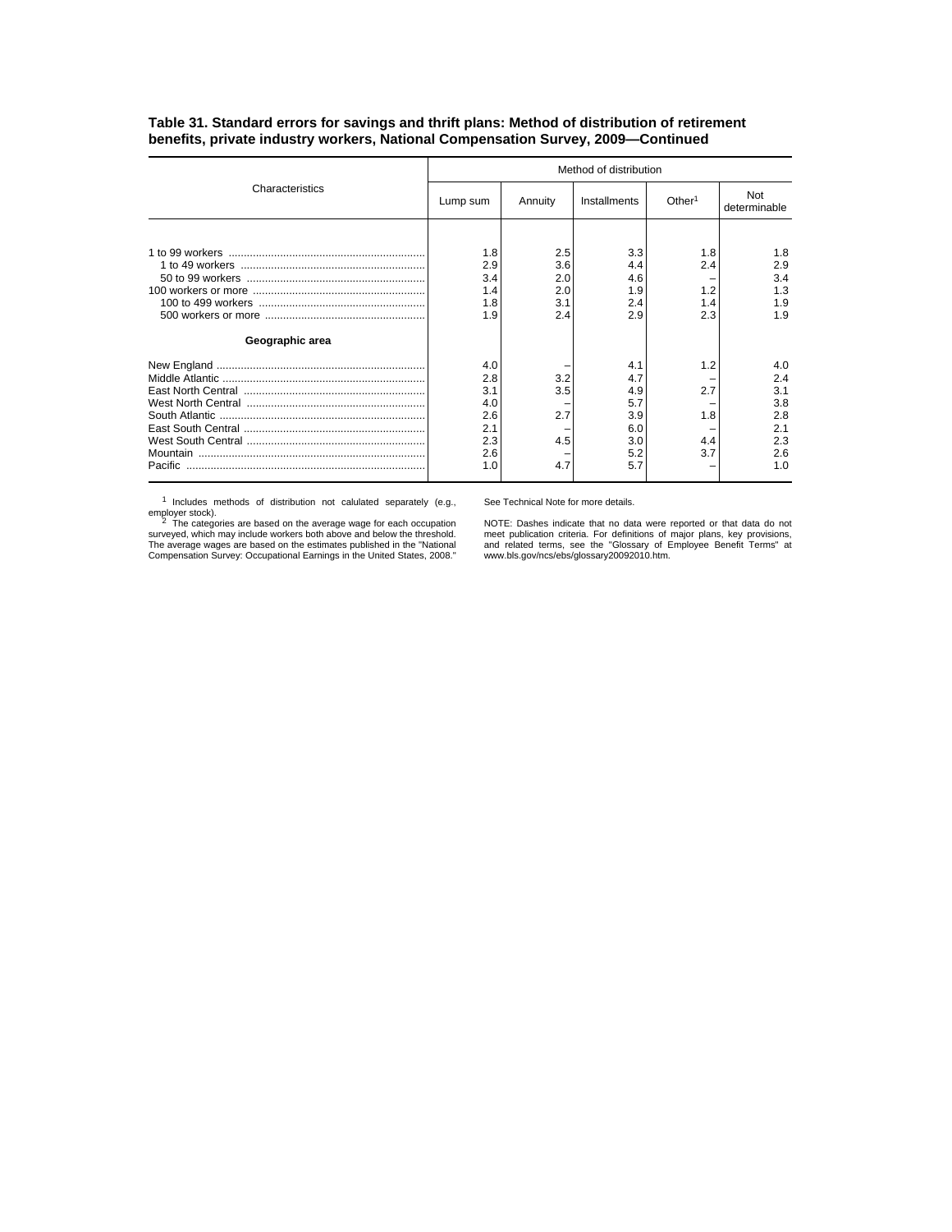**Table 31. Standard errors for savings and thrift plans: Method of distribution of retirement benefits, private industry workers, National Compensation Survey, 2009—Continued**

| Characteristics | Method of distribution | | | | |
|---|---|---|---|---|---|
| | Lump sum | Annuity | Installments | Other[1] | Not determinable |
| 1 to 99 workers | 1.8 | 2.5 | 3.3 | 1.8 | 1.8 |
| 1 to 49 workers | 2.9 | 3.6 | 4.4 | 2.4 | 2.9 |
| 50 to 99 workers | 3.4 | 2.0 | 4.6 | – | 3.4 |
| 100 workers or more | 1.4 | 2.0 | 1.9 | 1.2 | 1.3 |
| 100 to 499 workers | 1.8 | 3.1 | 2.4 | 1.4 | 1.9 |
| 500 workers or more | 1.9 | 2.4 | 2.9 | 2.3 | 1.9 |
| **Geographic area** | | | | | |
| New England | 4.0 | – | 4.1 | 1.2 | 4.0 |
| Middle Atlantic | 2.8 | 3.2 | 4.7 | – | 2.4 |
| East North Central | 3.1 | 3.5 | 4.9 | 2.7 | 3.1 |
| West North Central | 4.0 | – | 5.7 | – | 3.8 |
| South Atlantic | 2.6 | 2.7 | 3.9 | 1.8 | 2.8 |
| East South Central | 2.1 | – | 6.0 | – | 2.1 |
| West South Central | 2.3 | 4.5 | 3.0 | 4.4 | 2.3 |
| Mountain | 2.6 | – | 5.2 | 3.7 | 2.6 |
| Pacific | 1.0 | 4.7 | 5.7 | – | 1.0 |

[1] Includes methods of distribution not calulated separately (e.g., employer stock).

[2] The categories are based on the average wage for each occupation surveyed, which may include workers both above and below the threshold. The average wages are based on the estimates published in the "National Compensation Survey: Occupational Earnings in the United States, 2008."

See Technical Note for more details.

NOTE: Dashes indicate that no data were reported or that data do not meet publication criteria. For definitions of major plans, key provisions, and related terms, see the "Glossary of Employee Benefit Terms" at www.bls.gov/ncs/ebs/glossary20092010.htm.